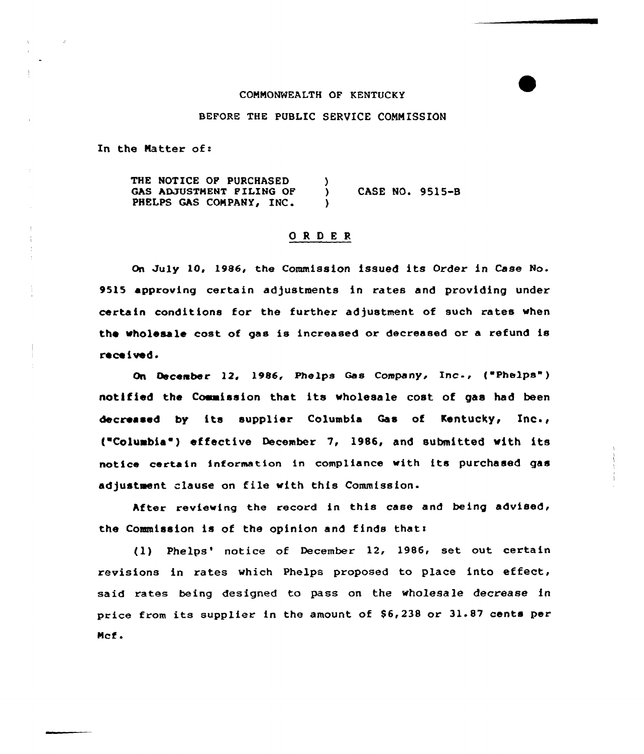COMMONWEALTH OF KENTUCKY

BEFORE THE PUBLIC SERVICE COMMISSION

In the Matter of:

| | | |
|---|---|---|
| THE NOTICE OF PURCHASED GAS ADJUSTMENT FILING OF PHELPS GAS COMPANY, INC. | ) ) ) | CASE NO. 9515-B |

## ORDER

On July 10, 1986, the Commission issued its Order in Case No. 9515 approving certain adjustments in rates and providing under certain conditions for the further adjustment of such rates when the wholesale cost of gas is increased or decreased or a refund is received.

On December 12, 1986, Phelps Gas Company, Inc., ("Phelps") notified the Commission that its wholesale cost of gas had been decreased by its supplier Columbia Gas of Kentucky, Inc., ("Columbia") effective December 7, 1986, and submitted with its notice certain information in compliance with its purchased gas adjustment clause on file with this Commission.

After reviewing the record in this case and being advised, the Commission is of the opinion and finds that:

(1) Phelps' notice of December 12, 1986, set out certain revisions in rates which Phelps proposed to place into effect, said rates being designed to pass on the wholesale decrease in price from its supplier in the amount of $6,238 or 31.87 cents per Mcf.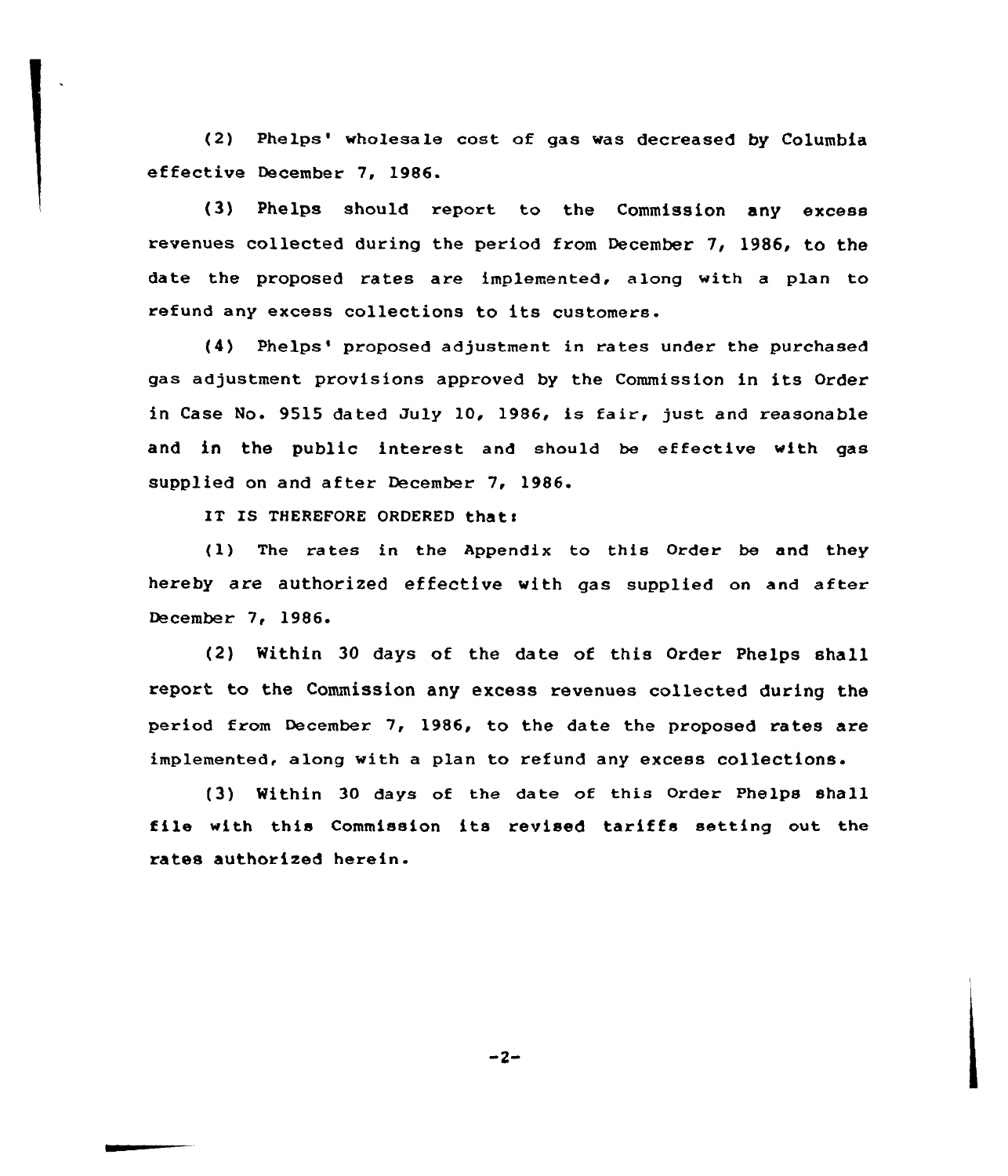(2) Phelps' wholesale cost of gas was decreased by Columbia effective December 7, 1986.

(3) Phelps should report to the Commission any excess revenues collected during the period from December 7, 1986, to the date the proposed rates are implemented, along with a plan to refund any excess collections to its customers.

(4) Phelps' proposed adjustment in rates under the purchased gas adjustment provisions approved by the Commission in its Order in Case No. 9515 dated July 10, 1986, is fair, just and reasonable and in the public interest and should be effective with gas supplied on and after December 7, 1986.

IT IS THEREFORE ORDERED that:

(1) The rates in the Appendix to this Order be and they hereby are authorized effective with gas supplied on and after December 7, 1986.

(2) Within 30 days of the date of this Order Phelps shall report to the Commission any excess revenues collected during the period from December 7, 1986, to the date the proposed rates are implemented, along with a plan to refund any excess collections.

(3) Within 30 days of the date of this Order Phelps shall file with this Commission its revised tariffs setting out the rates authorized herein.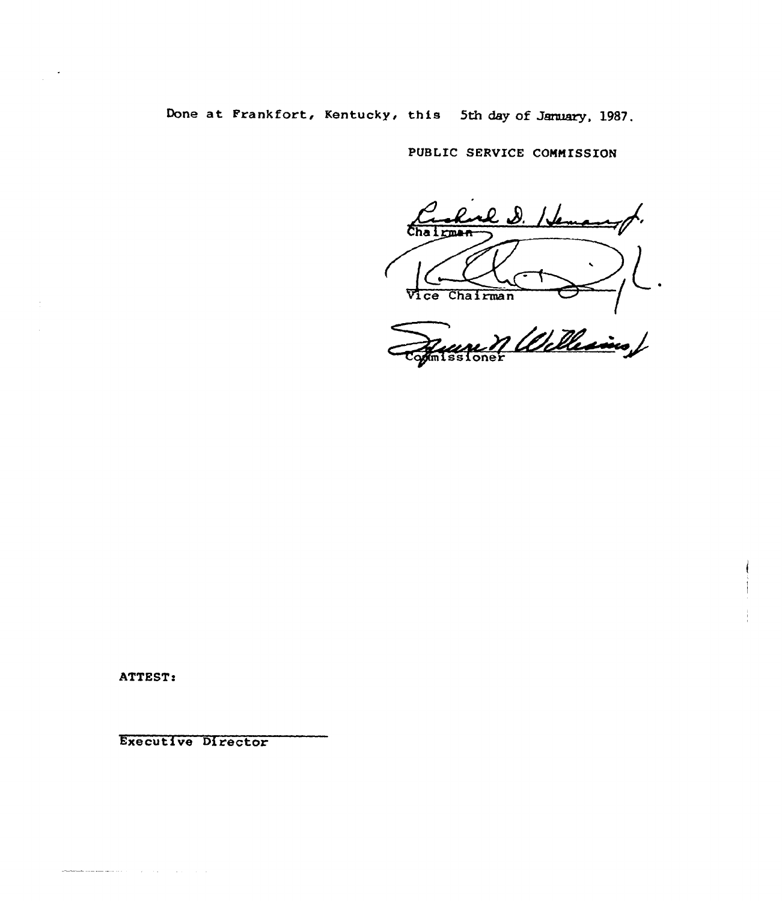Done at Frankfort, Kentucky, this 5th day of January, 1987.

PUBLIC SERVICE COMMISSION

Chairman

Vice Chairman

Commissioner

ATTEST:

Executive Director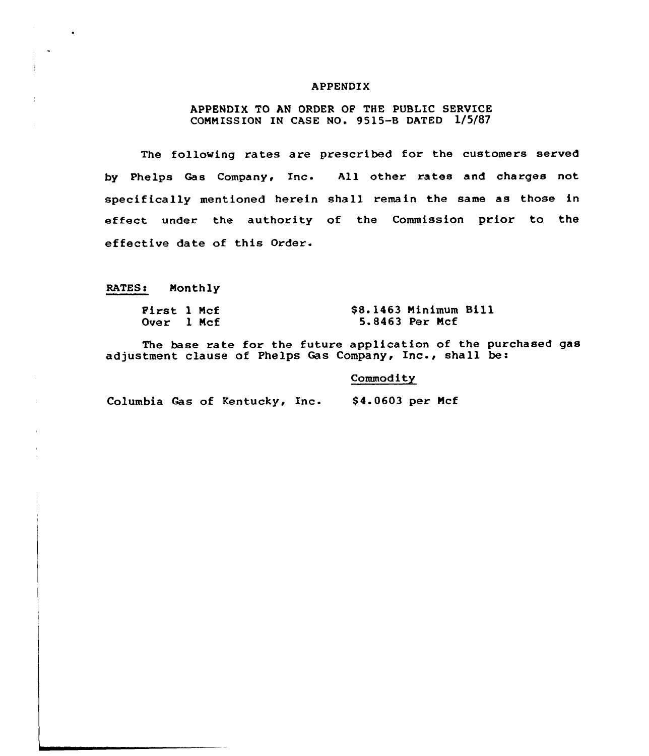# APPENDIX

APPENDIX TO AN ORDER OF THE PUBLIC SERVICE COMMISSION IN CASE NO. 9515-B DATED 1/5/87

The following rates are prescribed for the customers served by Phelps Gas Company, Inc. All other rates and charges not specifically mentioned herein shall remain the same as those in effect under the authority of the Commission prior to the effective date of this Order.

RATES: Monthly

| | |
|---|---|
| First 1 Mcf | $8.1463 Minimum Bill |
| Over 1 Mcf | 5.8463 Per Mcf |

The base rate for the future application of the purchased gas adjustment clause of Phelps Gas Company, Inc., shall be:

| | Commodity |
|---|---|
| Columbia Gas of Kentucky, Inc. | $4.0603 per Mcf |